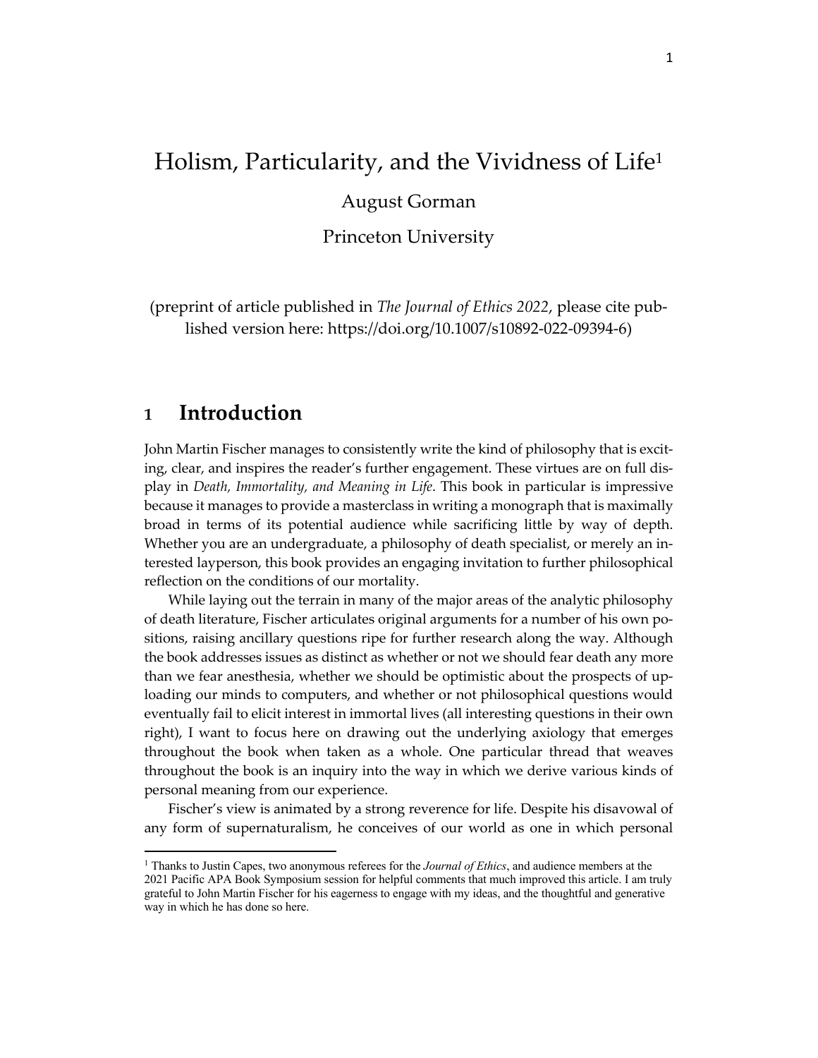# Holism, Particularity, and the Vividness of Life[1]

August Gorman

Princeton University

(preprint of article published in *The Journal of Ethics 2022*, please cite published version here: https://doi.org/10.1007/s10892-022-09394-6)

## 1 Introduction

John Martin Fischer manages to consistently write the kind of philosophy that is exciting, clear, and inspires the reader's further engagement. These virtues are on full display in *Death, Immortality, and Meaning in Life*. This book in particular is impressive because it manages to provide a masterclass in writing a monograph that is maximally broad in terms of its potential audience while sacrificing little by way of depth. Whether you are an undergraduate, a philosophy of death specialist, or merely an interested layperson, this book provides an engaging invitation to further philosophical reflection on the conditions of our mortality.

While laying out the terrain in many of the major areas of the analytic philosophy of death literature, Fischer articulates original arguments for a number of his own positions, raising ancillary questions ripe for further research along the way. Although the book addresses issues as distinct as whether or not we should fear death any more than we fear anesthesia, whether we should be optimistic about the prospects of uploading our minds to computers, and whether or not philosophical questions would eventually fail to elicit interest in immortal lives (all interesting questions in their own right), I want to focus here on drawing out the underlying axiology that emerges throughout the book when taken as a whole. One particular thread that weaves throughout the book is an inquiry into the way in which we derive various kinds of personal meaning from our experience.

Fischer's view is animated by a strong reverence for life. Despite his disavowal of any form of supernaturalism, he conceives of our world as one in which personal

[1] Thanks to Justin Capes, two anonymous referees for the *Journal of Ethics*, and audience members at the 2021 Pacific APA Book Symposium session for helpful comments that much improved this article. I am truly grateful to John Martin Fischer for his eagerness to engage with my ideas, and the thoughtful and generative way in which he has done so here.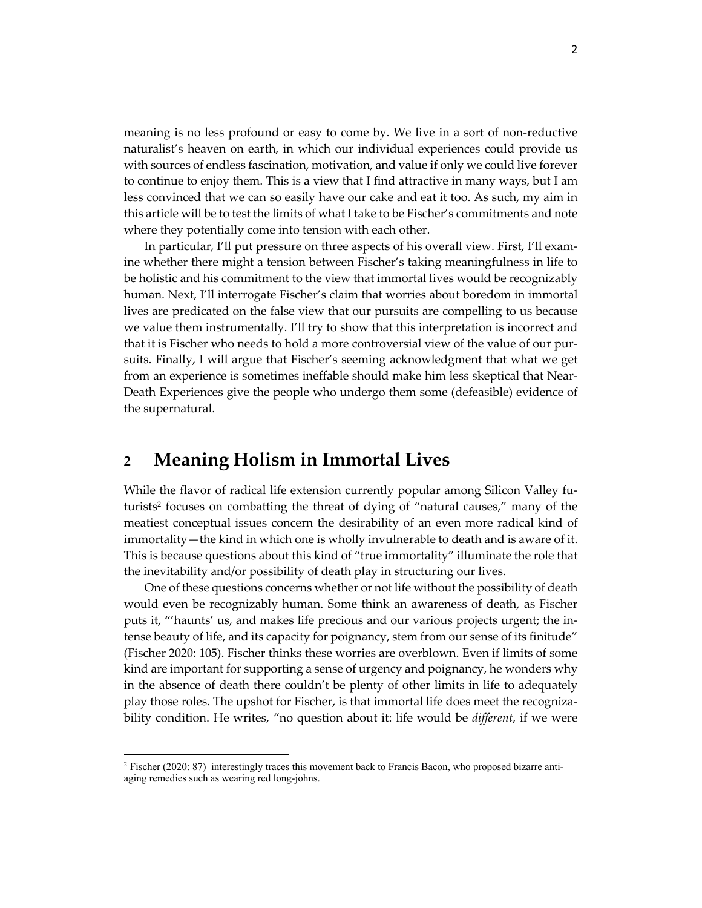meaning is no less profound or easy to come by. We live in a sort of non-reductive naturalist's heaven on earth, in which our individual experiences could provide us with sources of endless fascination, motivation, and value if only we could live forever to continue to enjoy them. This is a view that I find attractive in many ways, but I am less convinced that we can so easily have our cake and eat it too. As such, my aim in this article will be to test the limits of what I take to be Fischer's commitments and note where they potentially come into tension with each other.

In particular, I'll put pressure on three aspects of his overall view. First, I'll examine whether there might a tension between Fischer's taking meaningfulness in life to be holistic and his commitment to the view that immortal lives would be recognizably human. Next, I'll interrogate Fischer's claim that worries about boredom in immortal lives are predicated on the false view that our pursuits are compelling to us because we value them instrumentally. I'll try to show that this interpretation is incorrect and that it is Fischer who needs to hold a more controversial view of the value of our pursuits. Finally, I will argue that Fischer's seeming acknowledgment that what we get from an experience is sometimes ineffable should make him less skeptical that Near-Death Experiences give the people who undergo them some (defeasible) evidence of the supernatural.

## 2 Meaning Holism in Immortal Lives

While the flavor of radical life extension currently popular among Silicon Valley futurists[2] focuses on combatting the threat of dying of "natural causes," many of the meatiest conceptual issues concern the desirability of an even more radical kind of immortality—the kind in which one is wholly invulnerable to death and is aware of it. This is because questions about this kind of "true immortality" illuminate the role that the inevitability and/or possibility of death play in structuring our lives.

One of these questions concerns whether or not life without the possibility of death would even be recognizably human. Some think an awareness of death, as Fischer puts it, "'haunts' us, and makes life precious and our various projects urgent; the intense beauty of life, and its capacity for poignancy, stem from our sense of its finitude" (Fischer 2020: 105). Fischer thinks these worries are overblown. Even if limits of some kind are important for supporting a sense of urgency and poignancy, he wonders why in the absence of death there couldn't be plenty of other limits in life to adequately play those roles. The upshot for Fischer, is that immortal life does meet the recognizability condition. He writes, "no question about it: life would be *different*, if we were

[2] Fischer (2020: 87) interestingly traces this movement back to Francis Bacon, who proposed bizarre anti-aging remedies such as wearing red long-johns.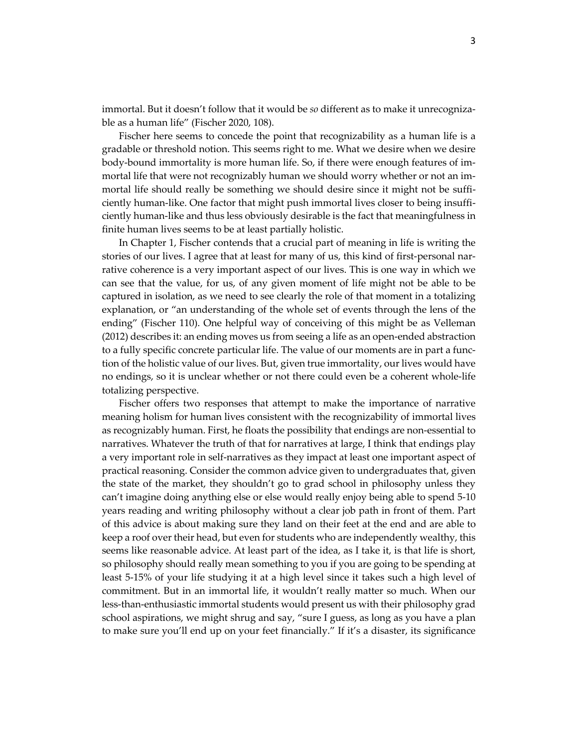immortal. But it doesn't follow that it would be *so* different as to make it unrecognizable as a human life" (Fischer 2020, 108).

Fischer here seems to concede the point that recognizability as a human life is a gradable or threshold notion. This seems right to me. What we desire when we desire body-bound immortality is more human life. So, if there were enough features of immortal life that were not recognizably human we should worry whether or not an immortal life should really be something we should desire since it might not be sufficiently human-like. One factor that might push immortal lives closer to being insufficiently human-like and thus less obviously desirable is the fact that meaningfulness in finite human lives seems to be at least partially holistic.

In Chapter 1, Fischer contends that a crucial part of meaning in life is writing the stories of our lives. I agree that at least for many of us, this kind of first-personal narrative coherence is a very important aspect of our lives. This is one way in which we can see that the value, for us, of any given moment of life might not be able to be captured in isolation, as we need to see clearly the role of that moment in a totalizing explanation, or "an understanding of the whole set of events through the lens of the ending" (Fischer 110). One helpful way of conceiving of this might be as Velleman (2012) describes it: an ending moves us from seeing a life as an open-ended abstraction to a fully specific concrete particular life. The value of our moments are in part a function of the holistic value of our lives. But, given true immortality, our lives would have no endings, so it is unclear whether or not there could even be a coherent whole-life totalizing perspective.

Fischer offers two responses that attempt to make the importance of narrative meaning holism for human lives consistent with the recognizability of immortal lives as recognizably human. First, he floats the possibility that endings are non-essential to narratives. Whatever the truth of that for narratives at large, I think that endings play a very important role in self-narratives as they impact at least one important aspect of practical reasoning. Consider the common advice given to undergraduates that, given the state of the market, they shouldn't go to grad school in philosophy unless they can't imagine doing anything else or else would really enjoy being able to spend 5-10 years reading and writing philosophy without a clear job path in front of them. Part of this advice is about making sure they land on their feet at the end and are able to keep a roof over their head, but even for students who are independently wealthy, this seems like reasonable advice. At least part of the idea, as I take it, is that life is short, so philosophy should really mean something to you if you are going to be spending at least 5-15% of your life studying it at a high level since it takes such a high level of commitment. But in an immortal life, it wouldn't really matter so much. When our less-than-enthusiastic immortal students would present us with their philosophy grad school aspirations, we might shrug and say, "sure I guess, as long as you have a plan to make sure you'll end up on your feet financially." If it's a disaster, its significance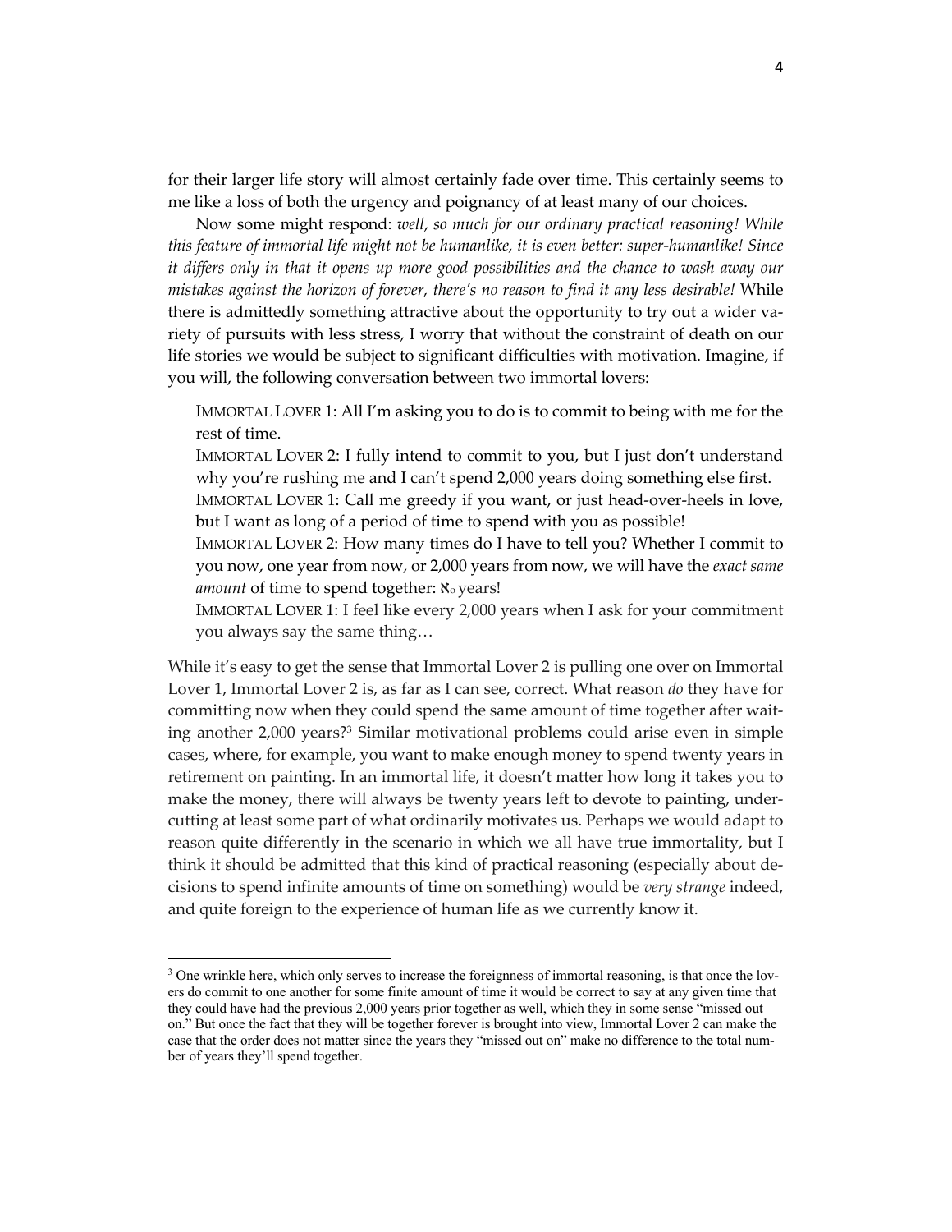for their larger life story will almost certainly fade over time. This certainly seems to me like a loss of both the urgency and poignancy of at least many of our choices.

Now some might respond: *well, so much for our ordinary practical reasoning! While this feature of immortal life might not be humanlike, it is even better: super-humanlike! Since it differs only in that it opens up more good possibilities and the chance to wash away our mistakes against the horizon of forever, there's no reason to find it any less desirable!* While there is admittedly something attractive about the opportunity to try out a wider variety of pursuits with less stress, I worry that without the constraint of death on our life stories we would be subject to significant difficulties with motivation. Imagine, if you will, the following conversation between two immortal lovers:

> IMMORTAL LOVER 1: All I'm asking you to do is to commit to being with me for the rest of time.
>
> IMMORTAL LOVER 2: I fully intend to commit to you, but I just don't understand why you're rushing me and I can't spend 2,000 years doing something else first.
>
> IMMORTAL LOVER 1: Call me greedy if you want, or just head-over-heels in love, but I want as long of a period of time to spend with you as possible!
>
> IMMORTAL LOVER 2: How many times do I have to tell you? Whether I commit to you now, one year from now, or 2,000 years from now, we will have the *exact same amount* of time to spend together: $\aleph_0$ years!
>
> IMMORTAL LOVER 1: I feel like every 2,000 years when I ask for your commitment you always say the same thing…

While it's easy to get the sense that Immortal Lover 2 is pulling one over on Immortal Lover 1, Immortal Lover 2 is, as far as I can see, correct. What reason *do* they have for committing now when they could spend the same amount of time together after waiting another 2,000 years?[3] Similar motivational problems could arise even in simple cases, where, for example, you want to make enough money to spend twenty years in retirement on painting. In an immortal life, it doesn't matter how long it takes you to make the money, there will always be twenty years left to devote to painting, undercutting at least some part of what ordinarily motivates us. Perhaps we would adapt to reason quite differently in the scenario in which we all have true immortality, but I think it should be admitted that this kind of practical reasoning (especially about decisions to spend infinite amounts of time on something) would be *very strange* indeed, and quite foreign to the experience of human life as we currently know it.

---

[3] One wrinkle here, which only serves to increase the foreignness of immortal reasoning, is that once the lovers do commit to one another for some finite amount of time it would be correct to say at any given time that they could have had the previous 2,000 years prior together as well, which they in some sense "missed out on." But once the fact that they will be together forever is brought into view, Immortal Lover 2 can make the case that the order does not matter since the years they "missed out on" make no difference to the total number of years they'll spend together.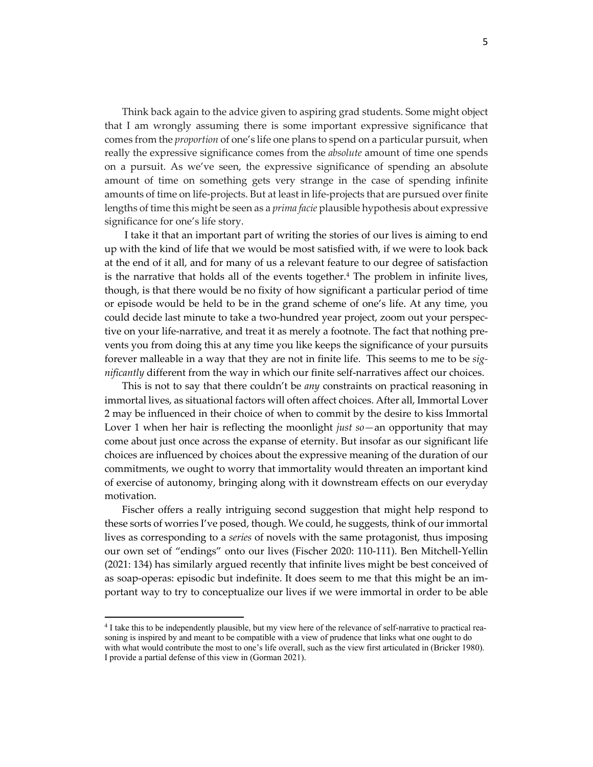Think back again to the advice given to aspiring grad students. Some might object that I am wrongly assuming there is some important expressive significance that comes from the *proportion* of one's life one plans to spend on a particular pursuit, when really the expressive significance comes from the *absolute* amount of time one spends on a pursuit. As we've seen, the expressive significance of spending an absolute amount of time on something gets very strange in the case of spending infinite amounts of time on life-projects. But at least in life-projects that are pursued over finite lengths of time this might be seen as a *prima facie* plausible hypothesis about expressive significance for one's life story.

I take it that an important part of writing the stories of our lives is aiming to end up with the kind of life that we would be most satisfied with, if we were to look back at the end of it all, and for many of us a relevant feature to our degree of satisfaction is the narrative that holds all of the events together.[4] The problem in infinite lives, though, is that there would be no fixity of how significant a particular period of time or episode would be held to be in the grand scheme of one's life. At any time, you could decide last minute to take a two-hundred year project, zoom out your perspective on your life-narrative, and treat it as merely a footnote. The fact that nothing prevents you from doing this at any time you like keeps the significance of your pursuits forever malleable in a way that they are not in finite life. This seems to me to be *significantly* different from the way in which our finite self-narratives affect our choices.

This is not to say that there couldn't be *any* constraints on practical reasoning in immortal lives, as situational factors will often affect choices. After all, Immortal Lover 2 may be influenced in their choice of when to commit by the desire to kiss Immortal Lover 1 when her hair is reflecting the moonlight *just so*—an opportunity that may come about just once across the expanse of eternity. But insofar as our significant life choices are influenced by choices about the expressive meaning of the duration of our commitments, we ought to worry that immortality would threaten an important kind of exercise of autonomy, bringing along with it downstream effects on our everyday motivation.

Fischer offers a really intriguing second suggestion that might help respond to these sorts of worries I've posed, though. We could, he suggests, think of our immortal lives as corresponding to a *series* of novels with the same protagonist, thus imposing our own set of "endings" onto our lives (Fischer 2020: 110-111). Ben Mitchell-Yellin (2021: 134) has similarly argued recently that infinite lives might be best conceived of as soap-operas: episodic but indefinite. It does seem to me that this might be an important way to try to conceptualize our lives if we were immortal in order to be able

[4] I take this to be independently plausible, but my view here of the relevance of self-narrative to practical reasoning is inspired by and meant to be compatible with a view of prudence that links what one ought to do with what would contribute the most to one's life overall, such as the view first articulated in (Bricker 1980). I provide a partial defense of this view in (Gorman 2021).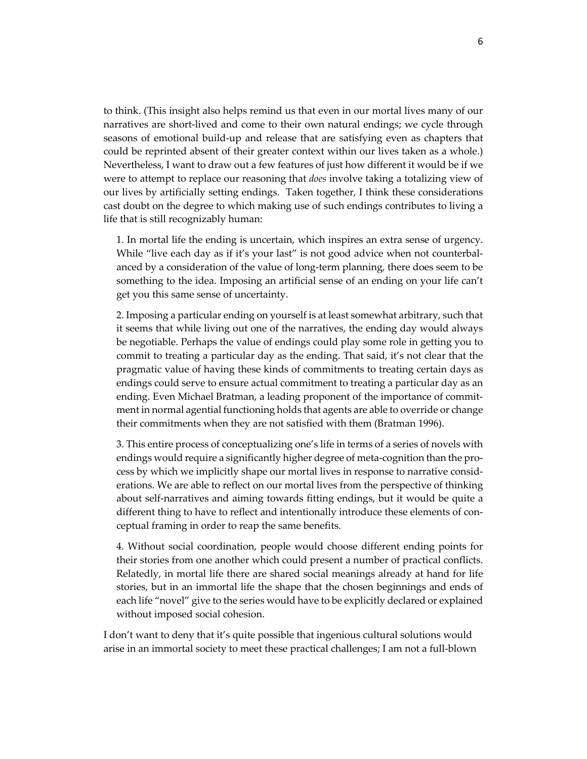to think. (This insight also helps remind us that even in our mortal lives many of our narratives are short-lived and come to their own natural endings; we cycle through seasons of emotional build-up and release that are satisfying even as chapters that could be reprinted absent of their greater context within our lives taken as a whole.) Nevertheless, I want to draw out a few features of just how different it would be if we were to attempt to replace our reasoning that *does* involve taking a totalizing view of our lives by artificially setting endings. Taken together, I think these considerations cast doubt on the degree to which making use of such endings contributes to living a life that is still recognizably human:

1. In mortal life the ending is uncertain, which inspires an extra sense of urgency. While "live each day as if it's your last" is not good advice when not counterbalanced by a consideration of the value of long-term planning, there does seem to be something to the idea. Imposing an artificial sense of an ending on your life can't get you this same sense of uncertainty.

2. Imposing a particular ending on yourself is at least somewhat arbitrary, such that it seems that while living out one of the narratives, the ending day would always be negotiable. Perhaps the value of endings could play some role in getting you to commit to treating a particular day as the ending. That said, it's not clear that the pragmatic value of having these kinds of commitments to treating certain days as endings could serve to ensure actual commitment to treating a particular day as an ending. Even Michael Bratman, a leading proponent of the importance of commitment in normal agential functioning holds that agents are able to override or change their commitments when they are not satisfied with them (Bratman 1996).

3. This entire process of conceptualizing one's life in terms of a series of novels with endings would require a significantly higher degree of meta-cognition than the process by which we implicitly shape our mortal lives in response to narrative considerations. We are able to reflect on our mortal lives from the perspective of thinking about self-narratives and aiming towards fitting endings, but it would be quite a different thing to have to reflect and intentionally introduce these elements of conceptual framing in order to reap the same benefits.

4. Without social coordination, people would choose different ending points for their stories from one another which could present a number of practical conflicts. Relatedly, in mortal life there are shared social meanings already at hand for life stories, but in an immortal life the shape that the chosen beginnings and ends of each life "novel" give to the series would have to be explicitly declared or explained without imposed social cohesion.

I don't want to deny that it's quite possible that ingenious cultural solutions would arise in an immortal society to meet these practical challenges; I am not a full-blown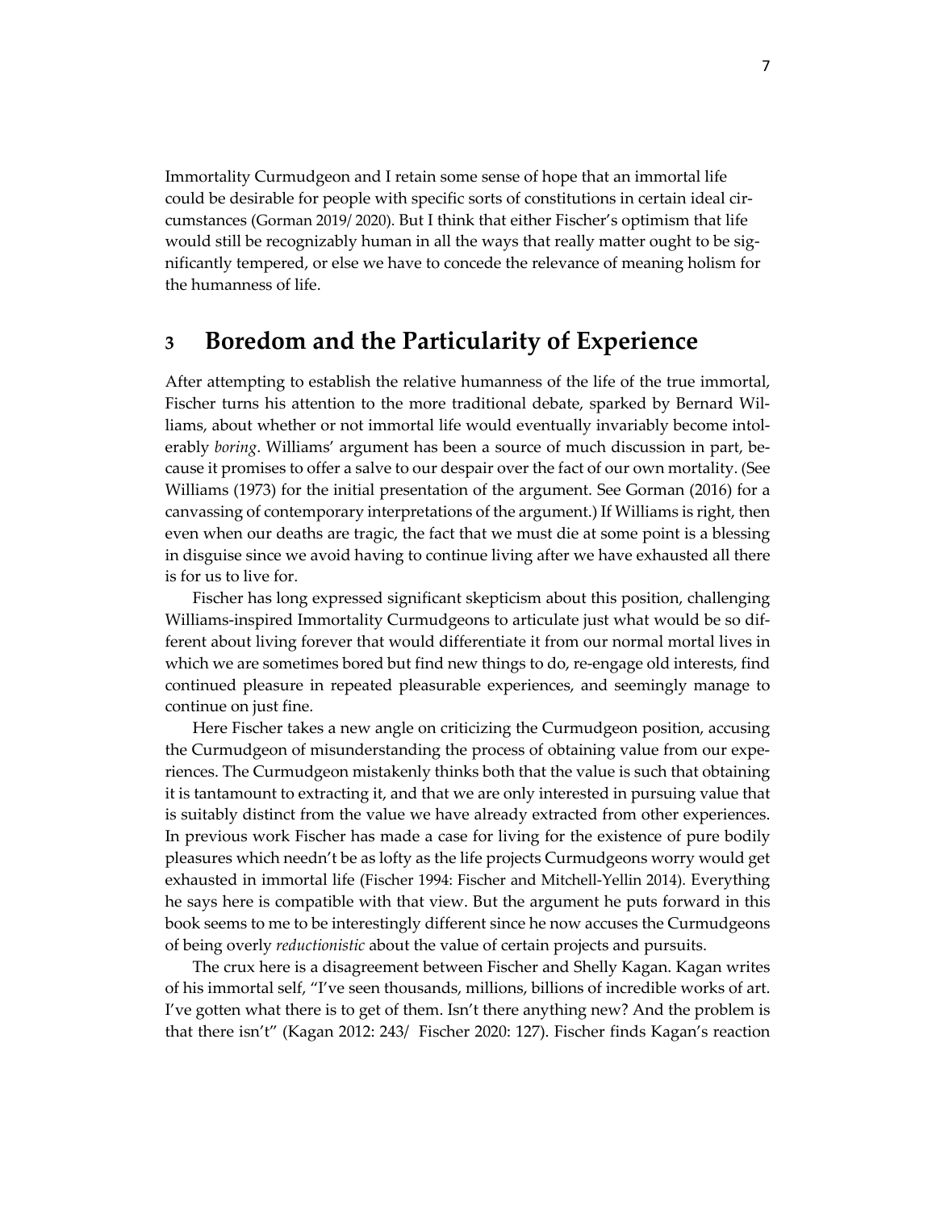Immortality Curmudgeon and I retain some sense of hope that an immortal life could be desirable for people with specific sorts of constitutions in certain ideal circumstances (Gorman 2019/ 2020). But I think that either Fischer's optimism that life would still be recognizably human in all the ways that really matter ought to be significantly tempered, or else we have to concede the relevance of meaning holism for the humanness of life.

## 3 Boredom and the Particularity of Experience

After attempting to establish the relative humanness of the life of the true immortal, Fischer turns his attention to the more traditional debate, sparked by Bernard Williams, about whether or not immortal life would eventually invariably become intolerably *boring*. Williams' argument has been a source of much discussion in part, because it promises to offer a salve to our despair over the fact of our own mortality. (See Williams (1973) for the initial presentation of the argument. See Gorman (2016) for a canvassing of contemporary interpretations of the argument.) If Williams is right, then even when our deaths are tragic, the fact that we must die at some point is a blessing in disguise since we avoid having to continue living after we have exhausted all there is for us to live for.

Fischer has long expressed significant skepticism about this position, challenging Williams-inspired Immortality Curmudgeons to articulate just what would be so different about living forever that would differentiate it from our normal mortal lives in which we are sometimes bored but find new things to do, re-engage old interests, find continued pleasure in repeated pleasurable experiences, and seemingly manage to continue on just fine.

Here Fischer takes a new angle on criticizing the Curmudgeon position, accusing the Curmudgeon of misunderstanding the process of obtaining value from our experiences. The Curmudgeon mistakenly thinks both that the value is such that obtaining it is tantamount to extracting it, and that we are only interested in pursuing value that is suitably distinct from the value we have already extracted from other experiences. In previous work Fischer has made a case for living for the existence of pure bodily pleasures which needn't be as lofty as the life projects Curmudgeons worry would get exhausted in immortal life (Fischer 1994: Fischer and Mitchell-Yellin 2014). Everything he says here is compatible with that view. But the argument he puts forward in this book seems to me to be interestingly different since he now accuses the Curmudgeons of being overly *reductionistic* about the value of certain projects and pursuits.

The crux here is a disagreement between Fischer and Shelly Kagan. Kagan writes of his immortal self, "I've seen thousands, millions, billions of incredible works of art. I've gotten what there is to get of them. Isn't there anything new? And the problem is that there isn't" (Kagan 2012: 243/ Fischer 2020: 127). Fischer finds Kagan's reaction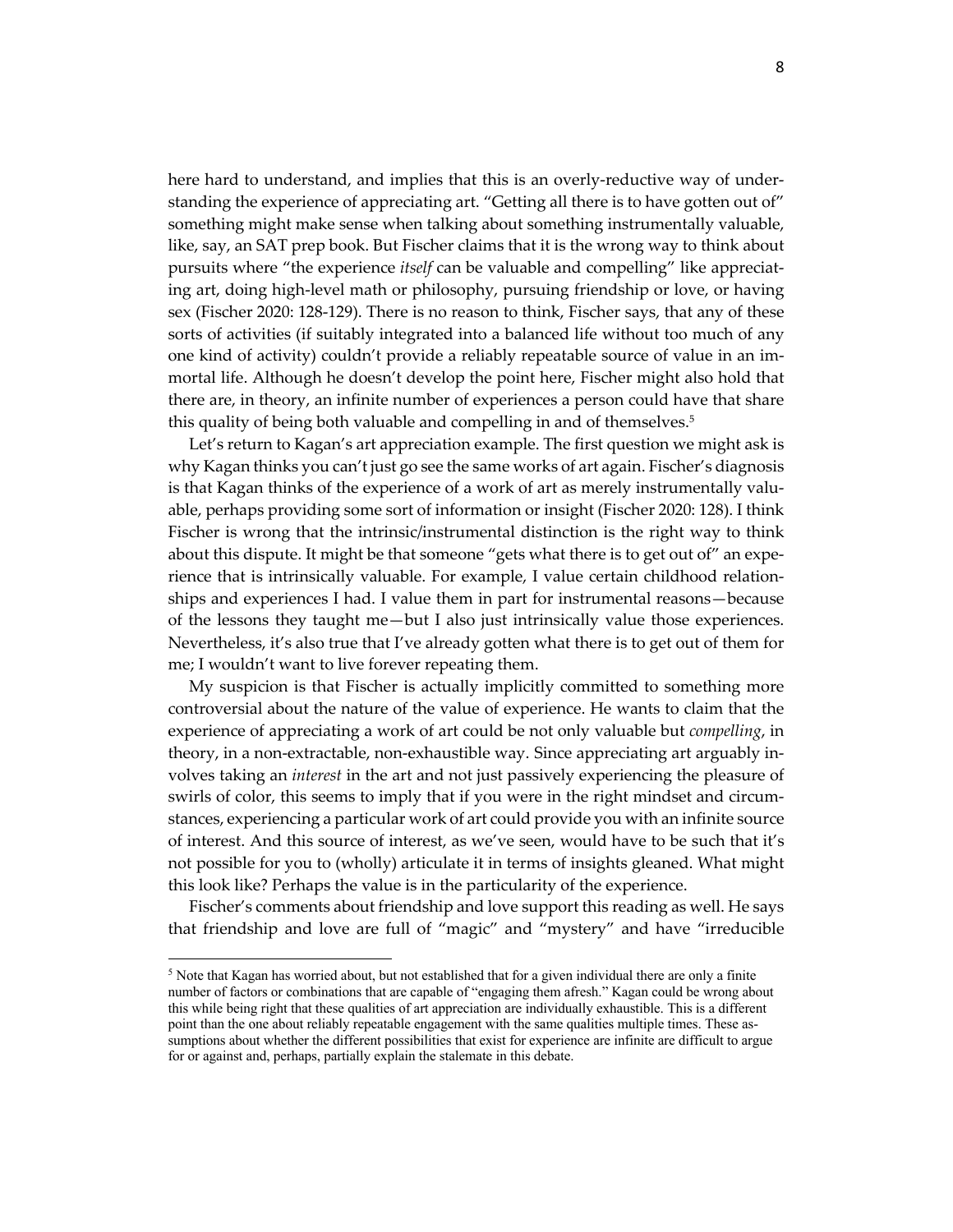here hard to understand, and implies that this is an overly-reductive way of understanding the experience of appreciating art. "Getting all there is to have gotten out of" something might make sense when talking about something instrumentally valuable, like, say, an SAT prep book. But Fischer claims that it is the wrong way to think about pursuits where "the experience *itself* can be valuable and compelling" like appreciating art, doing high-level math or philosophy, pursuing friendship or love, or having sex (Fischer 2020: 128-129). There is no reason to think, Fischer says, that any of these sorts of activities (if suitably integrated into a balanced life without too much of any one kind of activity) couldn't provide a reliably repeatable source of value in an immortal life. Although he doesn't develop the point here, Fischer might also hold that there are, in theory, an infinite number of experiences a person could have that share this quality of being both valuable and compelling in and of themselves.[5]

Let's return to Kagan's art appreciation example. The first question we might ask is why Kagan thinks you can't just go see the same works of art again. Fischer's diagnosis is that Kagan thinks of the experience of a work of art as merely instrumentally valuable, perhaps providing some sort of information or insight (Fischer 2020: 128). I think Fischer is wrong that the intrinsic/instrumental distinction is the right way to think about this dispute. It might be that someone "gets what there is to get out of" an experience that is intrinsically valuable. For example, I value certain childhood relationships and experiences I had. I value them in part for instrumental reasons—because of the lessons they taught me—but I also just intrinsically value those experiences. Nevertheless, it's also true that I've already gotten what there is to get out of them for me; I wouldn't want to live forever repeating them.

My suspicion is that Fischer is actually implicitly committed to something more controversial about the nature of the value of experience. He wants to claim that the experience of appreciating a work of art could be not only valuable but *compelling*, in theory, in a non-extractable, non-exhaustible way. Since appreciating art arguably involves taking an *interest* in the art and not just passively experiencing the pleasure of swirls of color, this seems to imply that if you were in the right mindset and circumstances, experiencing a particular work of art could provide you with an infinite source of interest. And this source of interest, as we've seen, would have to be such that it's not possible for you to (wholly) articulate it in terms of insights gleaned. What might this look like? Perhaps the value is in the particularity of the experience.

Fischer's comments about friendship and love support this reading as well. He says that friendship and love are full of "magic" and "mystery" and have "irreducible

[5] Note that Kagan has worried about, but not established that for a given individual there are only a finite number of factors or combinations that are capable of "engaging them afresh." Kagan could be wrong about this while being right that these qualities of art appreciation are individually exhaustible. This is a different point than the one about reliably repeatable engagement with the same qualities multiple times. These assumptions about whether the different possibilities that exist for experience are infinite are difficult to argue for or against and, perhaps, partially explain the stalemate in this debate.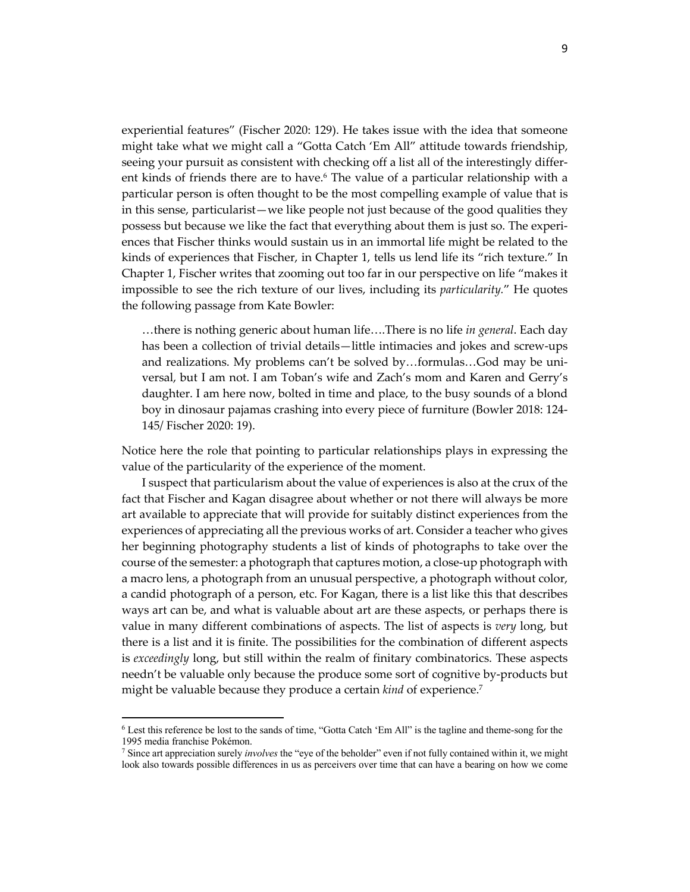experiential features" (Fischer 2020: 129). He takes issue with the idea that someone might take what we might call a "Gotta Catch 'Em All" attitude towards friendship, seeing your pursuit as consistent with checking off a list all of the interestingly different kinds of friends there are to have.[6] The value of a particular relationship with a particular person is often thought to be the most compelling example of value that is in this sense, particularist—we like people not just because of the good qualities they possess but because we like the fact that everything about them is just so. The experiences that Fischer thinks would sustain us in an immortal life might be related to the kinds of experiences that Fischer, in Chapter 1, tells us lend life its "rich texture." In Chapter 1, Fischer writes that zooming out too far in our perspective on life "makes it impossible to see the rich texture of our lives, including its *particularity*." He quotes the following passage from Kate Bowler:

> …there is nothing generic about human life….There is no life *in general*. Each day has been a collection of trivial details—little intimacies and jokes and screw-ups and realizations. My problems can't be solved by…formulas…God may be universal, but I am not. I am Toban's wife and Zach's mom and Karen and Gerry's daughter. I am here now, bolted in time and place, to the busy sounds of a blond boy in dinosaur pajamas crashing into every piece of furniture (Bowler 2018: 124-145/ Fischer 2020: 19).

Notice here the role that pointing to particular relationships plays in expressing the value of the particularity of the experience of the moment.

I suspect that particularism about the value of experiences is also at the crux of the fact that Fischer and Kagan disagree about whether or not there will always be more art available to appreciate that will provide for suitably distinct experiences from the experiences of appreciating all the previous works of art. Consider a teacher who gives her beginning photography students a list of kinds of photographs to take over the course of the semester: a photograph that captures motion, a close-up photograph with a macro lens, a photograph from an unusual perspective, a photograph without color, a candid photograph of a person, etc. For Kagan, there is a list like this that describes ways art can be, and what is valuable about art are these aspects, or perhaps there is value in many different combinations of aspects. The list of aspects is *very* long, but there is a list and it is finite. The possibilities for the combination of different aspects is *exceedingly* long, but still within the realm of finitary combinatorics. These aspects needn't be valuable only because the produce some sort of cognitive by-products but might be valuable because they produce a certain *kind* of experience.[7]

---

[6] Lest this reference be lost to the sands of time, "Gotta Catch 'Em All" is the tagline and theme-song for the 1995 media franchise Pokémon.

[7] Since art appreciation surely *involves* the "eye of the beholder" even if not fully contained within it, we might look also towards possible differences in us as perceivers over time that can have a bearing on how we come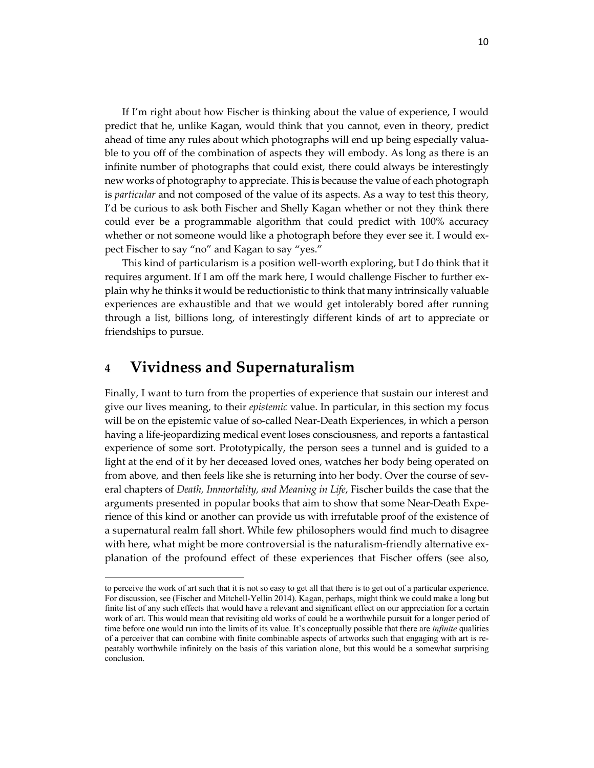If I'm right about how Fischer is thinking about the value of experience, I would predict that he, unlike Kagan, would think that you cannot, even in theory, predict ahead of time any rules about which photographs will end up being especially valuable to you off of the combination of aspects they will embody. As long as there is an infinite number of photographs that could exist, there could always be interestingly new works of photography to appreciate. This is because the value of each photograph is *particular* and not composed of the value of its aspects. As a way to test this theory, I'd be curious to ask both Fischer and Shelly Kagan whether or not they think there could ever be a programmable algorithm that could predict with 100% accuracy whether or not someone would like a photograph before they ever see it. I would expect Fischer to say "no" and Kagan to say "yes."

This kind of particularism is a position well-worth exploring, but I do think that it requires argument. If I am off the mark here, I would challenge Fischer to further explain why he thinks it would be reductionistic to think that many intrinsically valuable experiences are exhaustible and that we would get intolerably bored after running through a list, billions long, of interestingly different kinds of art to appreciate or friendships to pursue.

## 4 Vividness and Supernaturalism

Finally, I want to turn from the properties of experience that sustain our interest and give our lives meaning, to their *epistemic* value. In particular, in this section my focus will be on the epistemic value of so-called Near-Death Experiences, in which a person having a life-jeopardizing medical event loses consciousness, and reports a fantastical experience of some sort. Prototypically, the person sees a tunnel and is guided to a light at the end of it by her deceased loved ones, watches her body being operated on from above, and then feels like she is returning into her body. Over the course of several chapters of *Death, Immortality, and Meaning in Life*, Fischer builds the case that the arguments presented in popular books that aim to show that some Near-Death Experience of this kind or another can provide us with irrefutable proof of the existence of a supernatural realm fall short. While few philosophers would find much to disagree with here, what might be more controversial is the naturalism-friendly alternative explanation of the profound effect of these experiences that Fischer offers (see also,

---

to perceive the work of art such that it is not so easy to get all that there is to get out of a particular experience. For discussion, see (Fischer and Mitchell-Yellin 2014). Kagan, perhaps, might think we could make a long but finite list of any such effects that would have a relevant and significant effect on our appreciation for a certain work of art. This would mean that revisiting old works of could be a worthwhile pursuit for a longer period of time before one would run into the limits of its value. It's conceptually possible that there are *infinite* qualities of a perceiver that can combine with finite combinable aspects of artworks such that engaging with art is repeatably worthwhile infinitely on the basis of this variation alone, but this would be a somewhat surprising conclusion.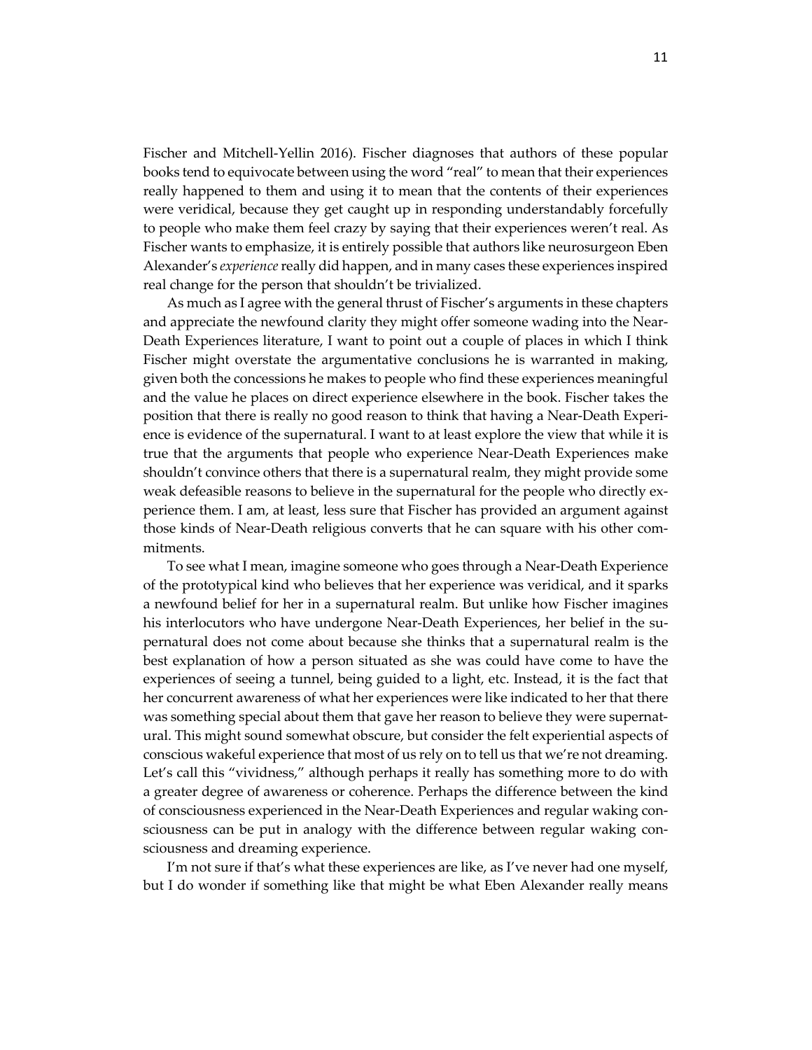Fischer and Mitchell-Yellin 2016). Fischer diagnoses that authors of these popular books tend to equivocate between using the word "real" to mean that their experiences really happened to them and using it to mean that the contents of their experiences were veridical, because they get caught up in responding understandably forcefully to people who make them feel crazy by saying that their experiences weren't real. As Fischer wants to emphasize, it is entirely possible that authors like neurosurgeon Eben Alexander's *experience* really did happen, and in many cases these experiences inspired real change for the person that shouldn't be trivialized.

As much as I agree with the general thrust of Fischer's arguments in these chapters and appreciate the newfound clarity they might offer someone wading into the Near-Death Experiences literature, I want to point out a couple of places in which I think Fischer might overstate the argumentative conclusions he is warranted in making, given both the concessions he makes to people who find these experiences meaningful and the value he places on direct experience elsewhere in the book. Fischer takes the position that there is really no good reason to think that having a Near-Death Experience is evidence of the supernatural. I want to at least explore the view that while it is true that the arguments that people who experience Near-Death Experiences make shouldn't convince others that there is a supernatural realm, they might provide some weak defeasible reasons to believe in the supernatural for the people who directly experience them. I am, at least, less sure that Fischer has provided an argument against those kinds of Near-Death religious converts that he can square with his other commitments.

To see what I mean, imagine someone who goes through a Near-Death Experience of the prototypical kind who believes that her experience was veridical, and it sparks a newfound belief for her in a supernatural realm. But unlike how Fischer imagines his interlocutors who have undergone Near-Death Experiences, her belief in the supernatural does not come about because she thinks that a supernatural realm is the best explanation of how a person situated as she was could have come to have the experiences of seeing a tunnel, being guided to a light, etc. Instead, it is the fact that her concurrent awareness of what her experiences were like indicated to her that there was something special about them that gave her reason to believe they were supernatural. This might sound somewhat obscure, but consider the felt experiential aspects of conscious wakeful experience that most of us rely on to tell us that we're not dreaming. Let's call this "vividness," although perhaps it really has something more to do with a greater degree of awareness or coherence. Perhaps the difference between the kind of consciousness experienced in the Near-Death Experiences and regular waking consciousness can be put in analogy with the difference between regular waking consciousness and dreaming experience.

I'm not sure if that's what these experiences are like, as I've never had one myself, but I do wonder if something like that might be what Eben Alexander really means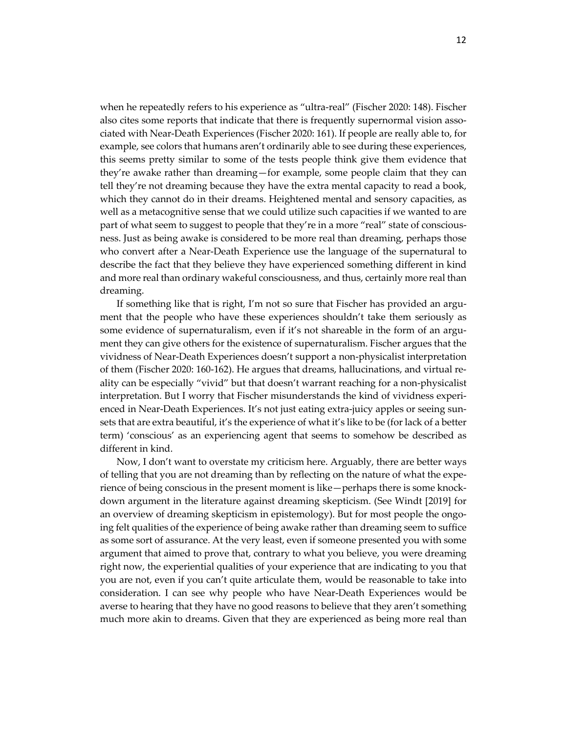when he repeatedly refers to his experience as "ultra-real" (Fischer 2020: 148). Fischer also cites some reports that indicate that there is frequently supernormal vision associated with Near-Death Experiences (Fischer 2020: 161). If people are really able to, for example, see colors that humans aren't ordinarily able to see during these experiences, this seems pretty similar to some of the tests people think give them evidence that they're awake rather than dreaming—for example, some people claim that they can tell they're not dreaming because they have the extra mental capacity to read a book, which they cannot do in their dreams. Heightened mental and sensory capacities, as well as a metacognitive sense that we could utilize such capacities if we wanted to are part of what seem to suggest to people that they're in a more "real" state of consciousness. Just as being awake is considered to be more real than dreaming, perhaps those who convert after a Near-Death Experience use the language of the supernatural to describe the fact that they believe they have experienced something different in kind and more real than ordinary wakeful consciousness, and thus, certainly more real than dreaming.

If something like that is right, I'm not so sure that Fischer has provided an argument that the people who have these experiences shouldn't take them seriously as some evidence of supernaturalism, even if it's not shareable in the form of an argument they can give others for the existence of supernaturalism. Fischer argues that the vividness of Near-Death Experiences doesn't support a non-physicalist interpretation of them (Fischer 2020: 160-162). He argues that dreams, hallucinations, and virtual reality can be especially "vivid" but that doesn't warrant reaching for a non-physicalist interpretation. But I worry that Fischer misunderstands the kind of vividness experienced in Near-Death Experiences. It's not just eating extra-juicy apples or seeing sunsets that are extra beautiful, it's the experience of what it's like to be (for lack of a better term) 'conscious' as an experiencing agent that seems to somehow be described as different in kind.

Now, I don't want to overstate my criticism here. Arguably, there are better ways of telling that you are not dreaming than by reflecting on the nature of what the experience of being conscious in the present moment is like—perhaps there is some knockdown argument in the literature against dreaming skepticism. (See Windt [2019] for an overview of dreaming skepticism in epistemology). But for most people the ongoing felt qualities of the experience of being awake rather than dreaming seem to suffice as some sort of assurance. At the very least, even if someone presented you with some argument that aimed to prove that, contrary to what you believe, you were dreaming right now, the experiential qualities of your experience that are indicating to you that you are not, even if you can't quite articulate them, would be reasonable to take into consideration. I can see why people who have Near-Death Experiences would be averse to hearing that they have no good reasons to believe that they aren't something much more akin to dreams. Given that they are experienced as being more real than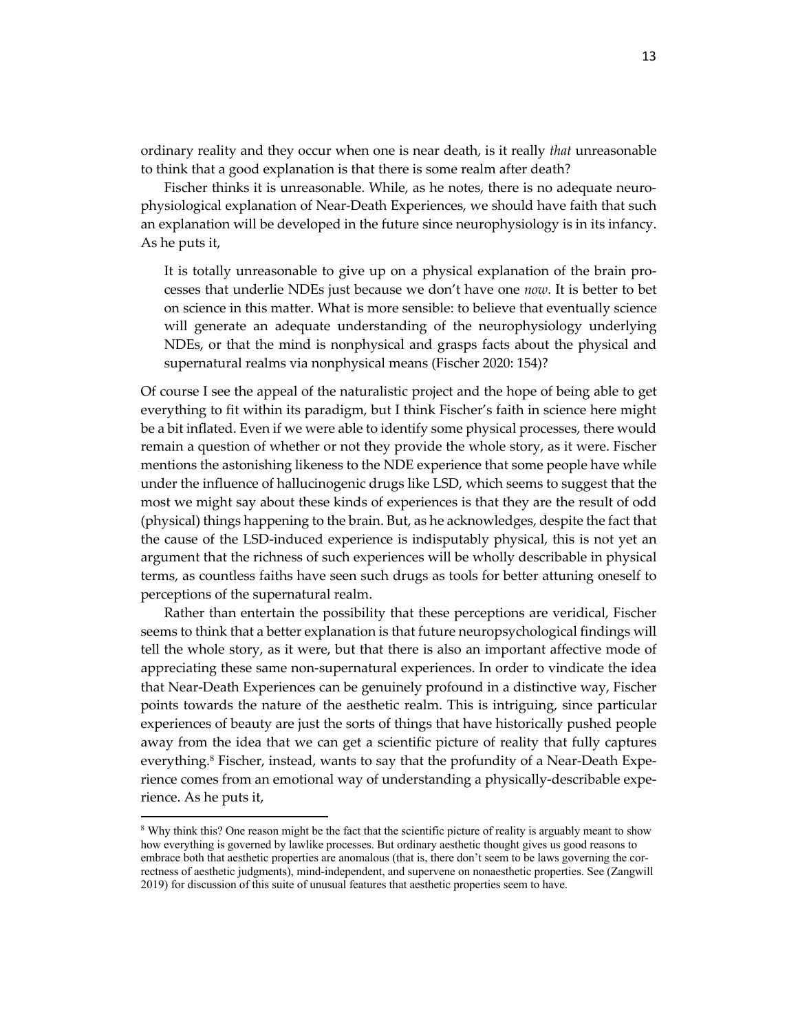ordinary reality and they occur when one is near death, is it really *that* unreasonable to think that a good explanation is that there is some realm after death?

Fischer thinks it is unreasonable. While, as he notes, there is no adequate neurophysiological explanation of Near-Death Experiences, we should have faith that such an explanation will be developed in the future since neurophysiology is in its infancy. As he puts it,

> It is totally unreasonable to give up on a physical explanation of the brain processes that underlie NDEs just because we don't have one *now*. It is better to bet on science in this matter. What is more sensible: to believe that eventually science will generate an adequate understanding of the neurophysiology underlying NDEs, or that the mind is nonphysical and grasps facts about the physical and supernatural realms via nonphysical means (Fischer 2020: 154)?

Of course I see the appeal of the naturalistic project and the hope of being able to get everything to fit within its paradigm, but I think Fischer's faith in science here might be a bit inflated. Even if we were able to identify some physical processes, there would remain a question of whether or not they provide the whole story, as it were. Fischer mentions the astonishing likeness to the NDE experience that some people have while under the influence of hallucinogenic drugs like LSD, which seems to suggest that the most we might say about these kinds of experiences is that they are the result of odd (physical) things happening to the brain. But, as he acknowledges, despite the fact that the cause of the LSD-induced experience is indisputably physical, this is not yet an argument that the richness of such experiences will be wholly describable in physical terms, as countless faiths have seen such drugs as tools for better attuning oneself to perceptions of the supernatural realm.

Rather than entertain the possibility that these perceptions are veridical, Fischer seems to think that a better explanation is that future neuropsychological findings will tell the whole story, as it were, but that there is also an important affective mode of appreciating these same non-supernatural experiences. In order to vindicate the idea that Near-Death Experiences can be genuinely profound in a distinctive way, Fischer points towards the nature of the aesthetic realm. This is intriguing, since particular experiences of beauty are just the sorts of things that have historically pushed people away from the idea that we can get a scientific picture of reality that fully captures everything.[8] Fischer, instead, wants to say that the profundity of a Near-Death Experience comes from an emotional way of understanding a physically-describable experience. As he puts it,

[8] Why think this? One reason might be the fact that the scientific picture of reality is arguably meant to show how everything is governed by lawlike processes. But ordinary aesthetic thought gives us good reasons to embrace both that aesthetic properties are anomalous (that is, there don't seem to be laws governing the correctness of aesthetic judgments), mind-independent, and supervene on nonaesthetic properties. See (Zangwill 2019) for discussion of this suite of unusual features that aesthetic properties seem to have.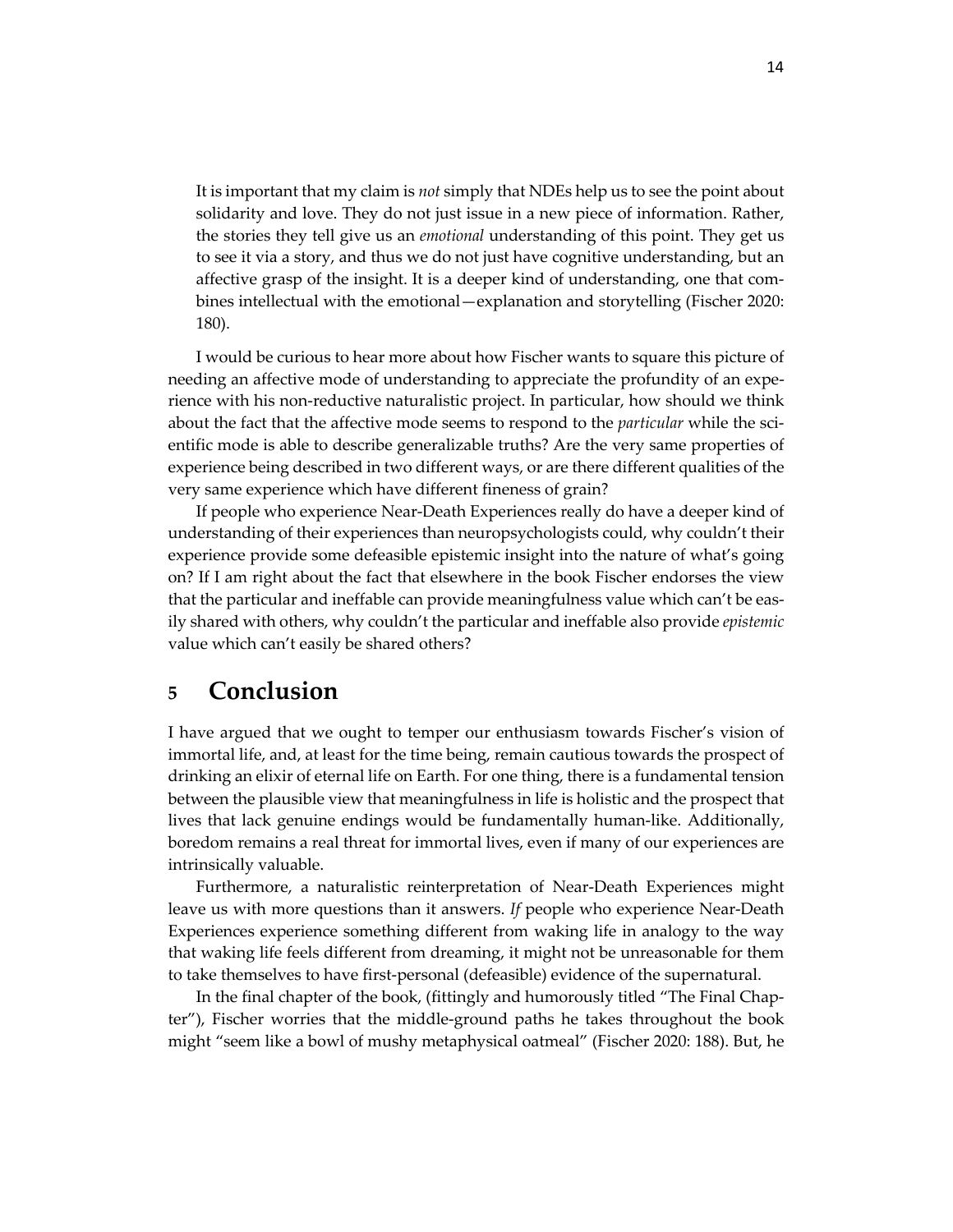> It is important that my claim is *not* simply that NDEs help us to see the point about solidarity and love. They do not just issue in a new piece of information. Rather, the stories they tell give us an *emotional* understanding of this point. They get us to see it via a story, and thus we do not just have cognitive understanding, but an affective grasp of the insight. It is a deeper kind of understanding, one that combines intellectual with the emotional—explanation and storytelling (Fischer 2020: 180).

I would be curious to hear more about how Fischer wants to square this picture of needing an affective mode of understanding to appreciate the profundity of an experience with his non-reductive naturalistic project. In particular, how should we think about the fact that the affective mode seems to respond to the *particular* while the scientific mode is able to describe generalizable truths? Are the very same properties of experience being described in two different ways, or are there different qualities of the very same experience which have different fineness of grain?

If people who experience Near-Death Experiences really do have a deeper kind of understanding of their experiences than neuropsychologists could, why couldn't their experience provide some defeasible epistemic insight into the nature of what's going on? If I am right about the fact that elsewhere in the book Fischer endorses the view that the particular and ineffable can provide meaningfulness value which can't be easily shared with others, why couldn't the particular and ineffable also provide *epistemic* value which can't easily be shared others?

## 5 Conclusion

I have argued that we ought to temper our enthusiasm towards Fischer's vision of immortal life, and, at least for the time being, remain cautious towards the prospect of drinking an elixir of eternal life on Earth. For one thing, there is a fundamental tension between the plausible view that meaningfulness in life is holistic and the prospect that lives that lack genuine endings would be fundamentally human-like. Additionally, boredom remains a real threat for immortal lives, even if many of our experiences are intrinsically valuable.

Furthermore, a naturalistic reinterpretation of Near-Death Experiences might leave us with more questions than it answers. *If* people who experience Near-Death Experiences experience something different from waking life in analogy to the way that waking life feels different from dreaming, it might not be unreasonable for them to take themselves to have first-personal (defeasible) evidence of the supernatural.

In the final chapter of the book, (fittingly and humorously titled "The Final Chapter"), Fischer worries that the middle-ground paths he takes throughout the book might "seem like a bowl of mushy metaphysical oatmeal" (Fischer 2020: 188). But, he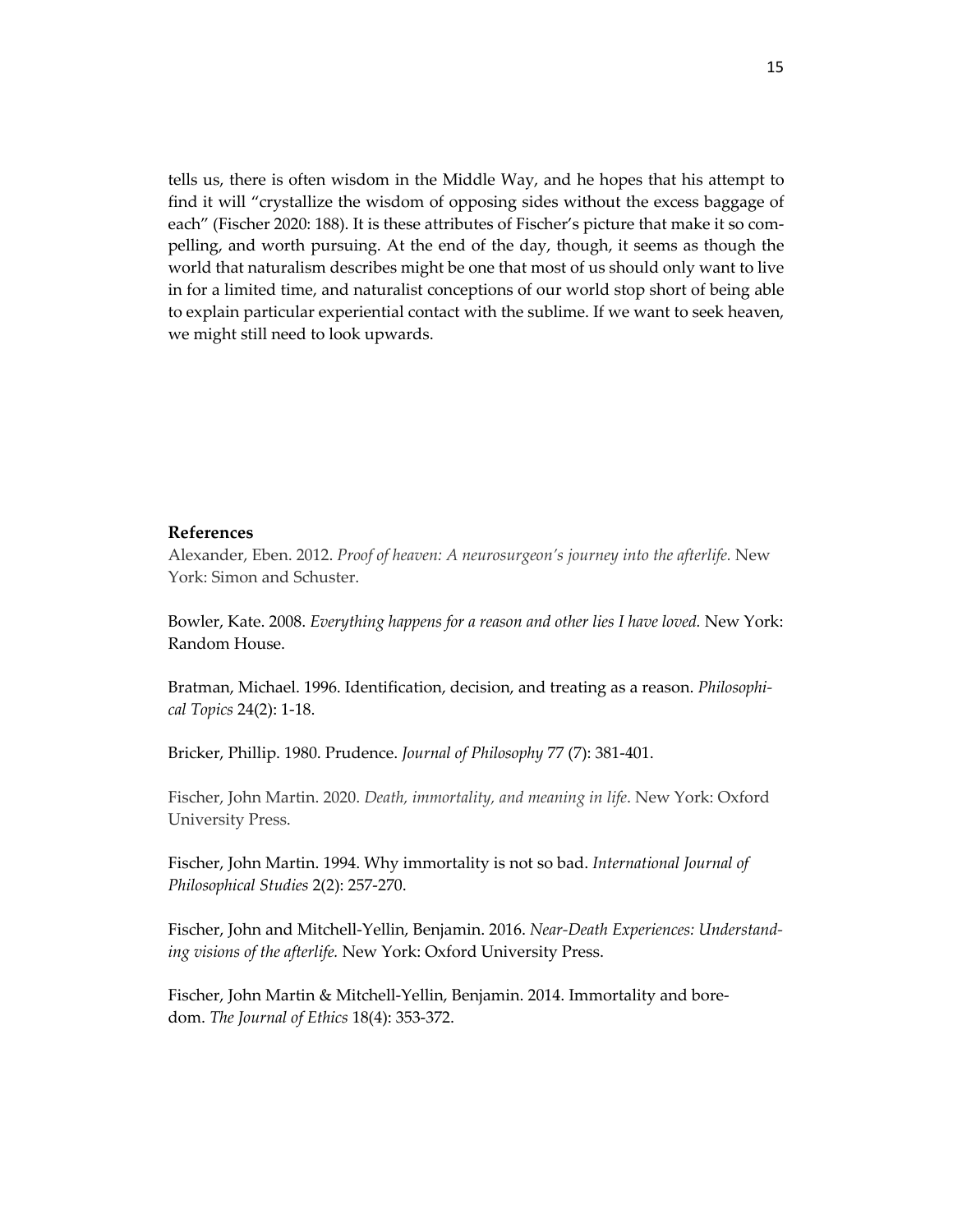tells us, there is often wisdom in the Middle Way, and he hopes that his attempt to find it will "crystallize the wisdom of opposing sides without the excess baggage of each" (Fischer 2020: 188). It is these attributes of Fischer's picture that make it so compelling, and worth pursuing. At the end of the day, though, it seems as though the world that naturalism describes might be one that most of us should only want to live in for a limited time, and naturalist conceptions of our world stop short of being able to explain particular experiential contact with the sublime. If we want to seek heaven, we might still need to look upwards.

**References**

Alexander, Eben. 2012. *Proof of heaven: A neurosurgeon's journey into the afterlife.* New York: Simon and Schuster.

Bowler, Kate. 2008. *Everything happens for a reason and other lies I have loved.* New York: Random House.

Bratman, Michael. 1996. Identification, decision, and treating as a reason. *Philosophical Topics* 24(2): 1-18.

Bricker, Phillip. 1980. Prudence. *Journal of Philosophy* 77 (7): 381-401.

Fischer, John Martin. 2020. *Death, immortality, and meaning in life*. New York: Oxford University Press.

Fischer, John Martin. 1994. Why immortality is not so bad. *International Journal of Philosophical Studies* 2(2): 257-270.

Fischer, John and Mitchell-Yellin, Benjamin. 2016. *Near-Death Experiences: Understanding visions of the afterlife.* New York: Oxford University Press.

Fischer, John Martin & Mitchell-Yellin, Benjamin. 2014. Immortality and boredom. *The Journal of Ethics* 18(4): 353-372.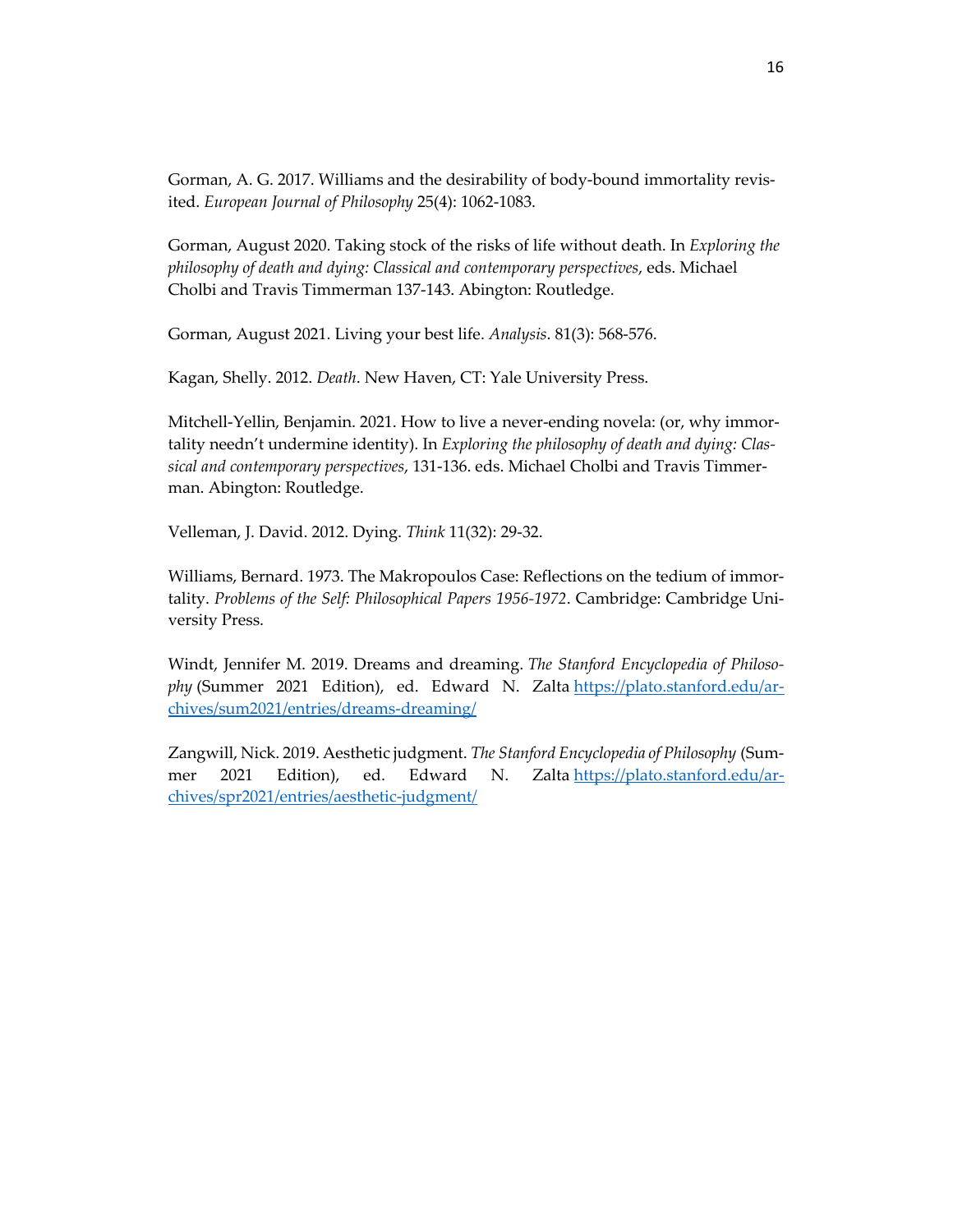Gorman, A. G. 2017. Williams and the desirability of body-bound immortality revisited. *European Journal of Philosophy* 25(4): 1062-1083.

Gorman, August 2020. Taking stock of the risks of life without death. In *Exploring the philosophy of death and dying: Classical and contemporary perspectives*, eds. Michael Cholbi and Travis Timmerman 137-143. Abington: Routledge.

Gorman, August 2021. Living your best life. *Analysis*. 81(3): 568-576.

Kagan, Shelly. 2012. *Death*. New Haven, CT: Yale University Press.

Mitchell-Yellin, Benjamin. 2021. How to live a never-ending novela: (or, why immortality needn't undermine identity). In *Exploring the philosophy of death and dying: Classical and contemporary perspectives*, 131-136. eds. Michael Cholbi and Travis Timmerman. Abington: Routledge.

Velleman, J. David. 2012. Dying. *Think* 11(32): 29-32.

Williams, Bernard. 1973. The Makropoulos Case: Reflections on the tedium of immortality. *Problems of the Self: Philosophical Papers 1956-1972*. Cambridge: Cambridge University Press.

Windt, Jennifer M. 2019. Dreams and dreaming. *The Stanford Encyclopedia of Philosophy* (Summer 2021 Edition), ed. Edward N. Zalta https://plato.stanford.edu/archives/sum2021/entries/dreams-dreaming/

Zangwill, Nick. 2019. Aesthetic judgment. *The Stanford Encyclopedia of Philosophy* (Summer 2021 Edition), ed. Edward N. Zalta https://plato.stanford.edu/archives/spr2021/entries/aesthetic-judgment/